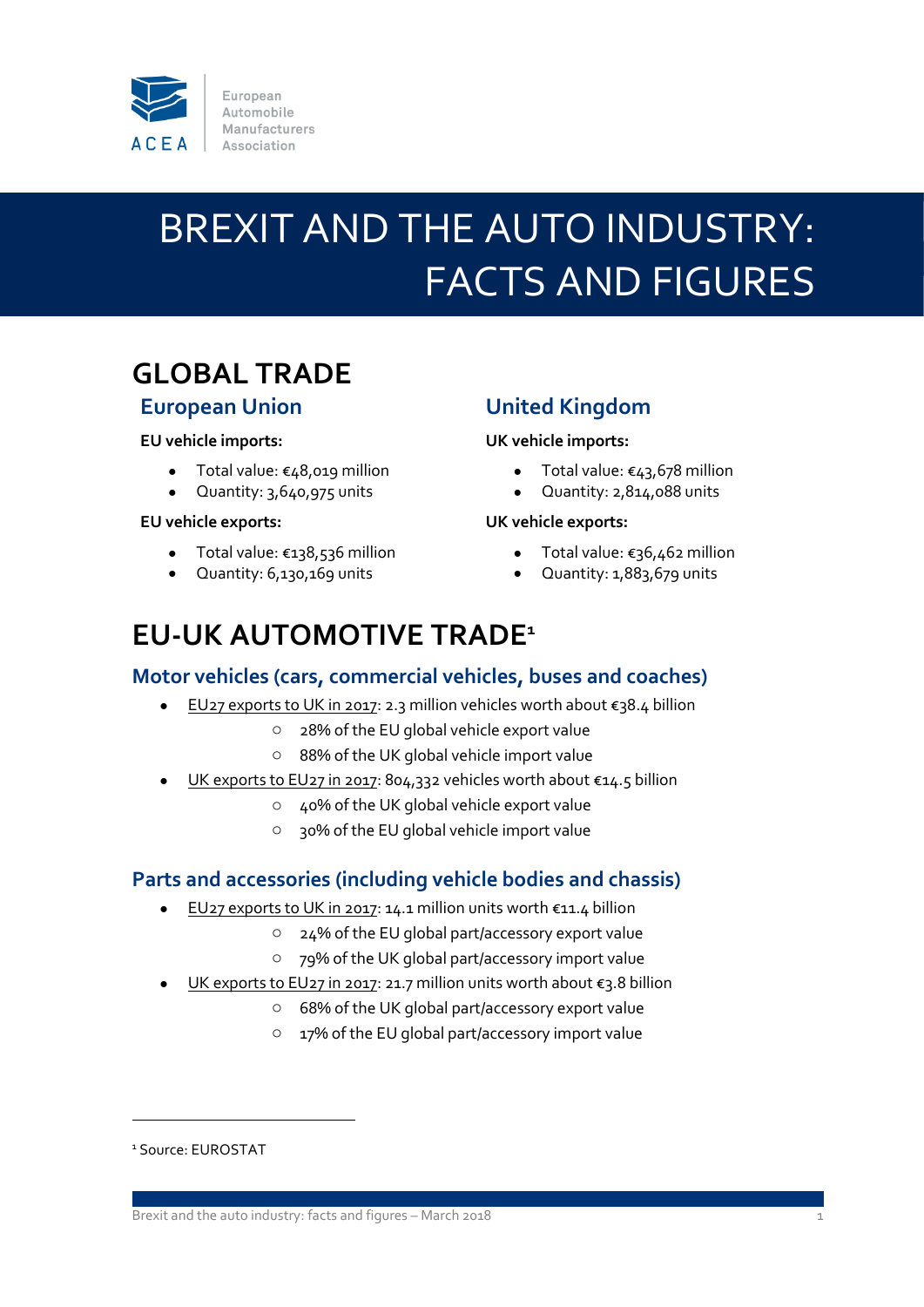European Automobile Manufacturers Association

# BREXIT AND THE AUTO INDUSTRY: FACTS AND FIGURES

## GLOBAL TRADE

### European Union

**EU vehicle imports:**

- Total value: €48,019 million
- Quantity: 3,640,975 units

**EU vehicle exports:**

- Total value: €138,536 million
- Quantity: 6,130,169 units

### United Kingdom

**UK vehicle imports:**

- Total value: €43,678 million
- Quantity: 2,814,088 units

**UK vehicle exports:**

- Total value: €36,462 million
- Quantity: 1,883,679 units

## EU-UK AUTOMOTIVE TRADE[1]

### Motor vehicles (cars, commercial vehicles, buses and coaches)

- EU27 exports to UK in 2017: 2.3 million vehicles worth about €38.4 billion
  - 28% of the EU global vehicle export value
  - 88% of the UK global vehicle import value
- UK exports to EU27 in 2017: 804,332 vehicles worth about €14.5 billion
  - 40% of the UK global vehicle export value
  - 30% of the EU global vehicle import value

### Parts and accessories (including vehicle bodies and chassis)

- EU27 exports to UK in 2017: 14.1 million units worth €11.4 billion
  - 24% of the EU global part/accessory export value
  - 79% of the UK global part/accessory import value
- UK exports to EU27 in 2017: 21.7 million units worth about €3.8 billion
  - 68% of the UK global part/accessory export value
  - 17% of the EU global part/accessory import value

[1] Source: EUROSTAT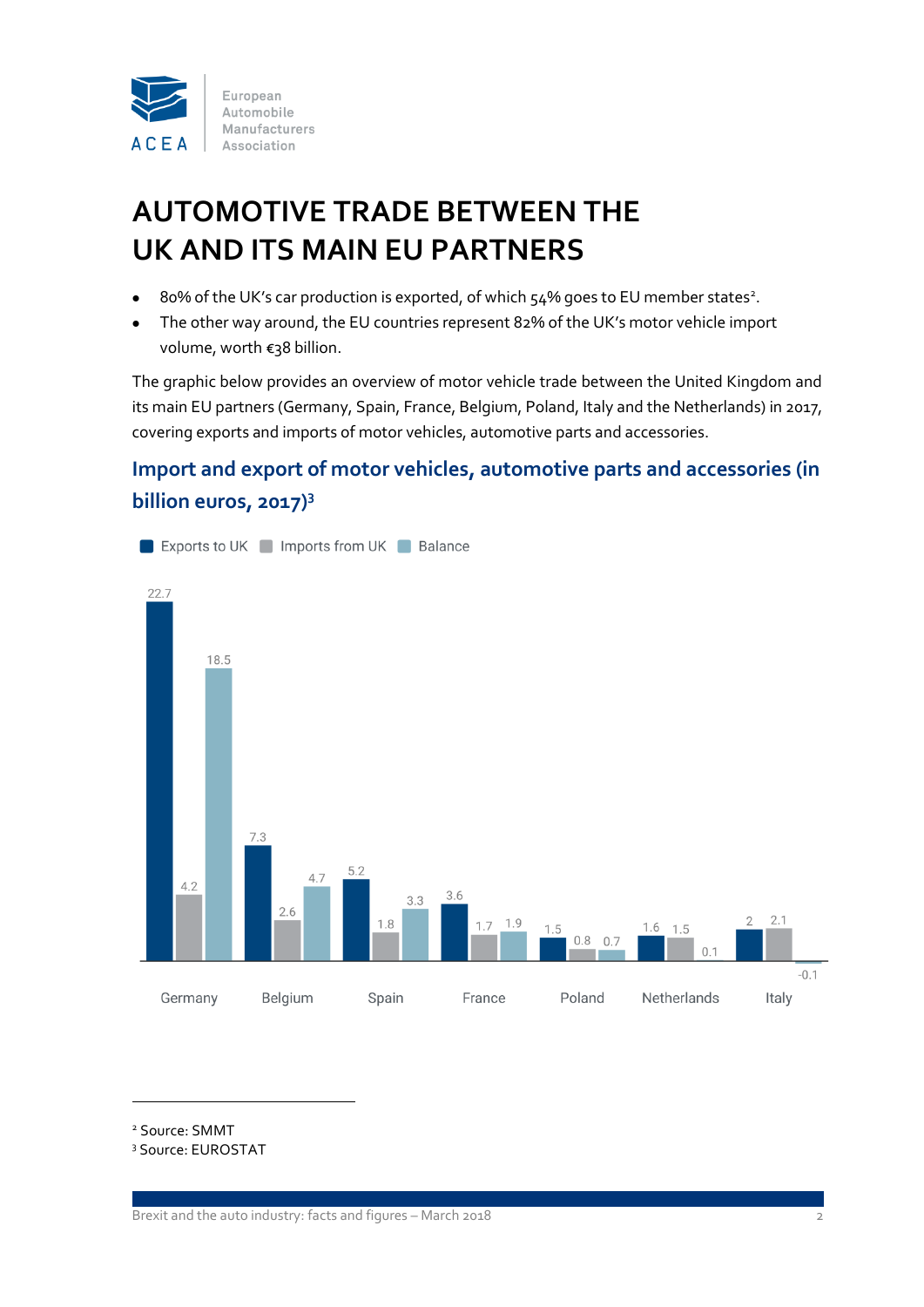# AUTOMOTIVE TRADE BETWEEN THE UK AND ITS MAIN EU PARTNERS

- 80% of the UK's car production is exported, of which 54% goes to EU member states[2].
- The other way around, the EU countries represent 82% of the UK's motor vehicle import volume, worth €38 billion.

The graphic below provides an overview of motor vehicle trade between the United Kingdom and its main EU partners (Germany, Spain, France, Belgium, Poland, Italy and the Netherlands) in 2017, covering exports and imports of motor vehicles, automotive parts and accessories.

## Import and export of motor vehicles, automotive parts and accessories (in billion euros, 2017)[3]

| | Exports to UK | Imports from UK | Balance |
|---|---|---|---|
| Germany | 22.7 | 4.2 | 18.5 |
| Belgium | 7.3 | 2.6 | 4.7 |
| Spain | 5.2 | 1.8 | 3.3 |
| France | 3.6 | 1.7 | 1.9 |
| Poland | 1.5 | 0.8 | 0.7 |
| Netherlands | 1.6 | 1.5 | 0.1 |
| Italy | 2 | 2.1 | -0.1 |

[2] Source: SMMT

[3] Source: EUROSTAT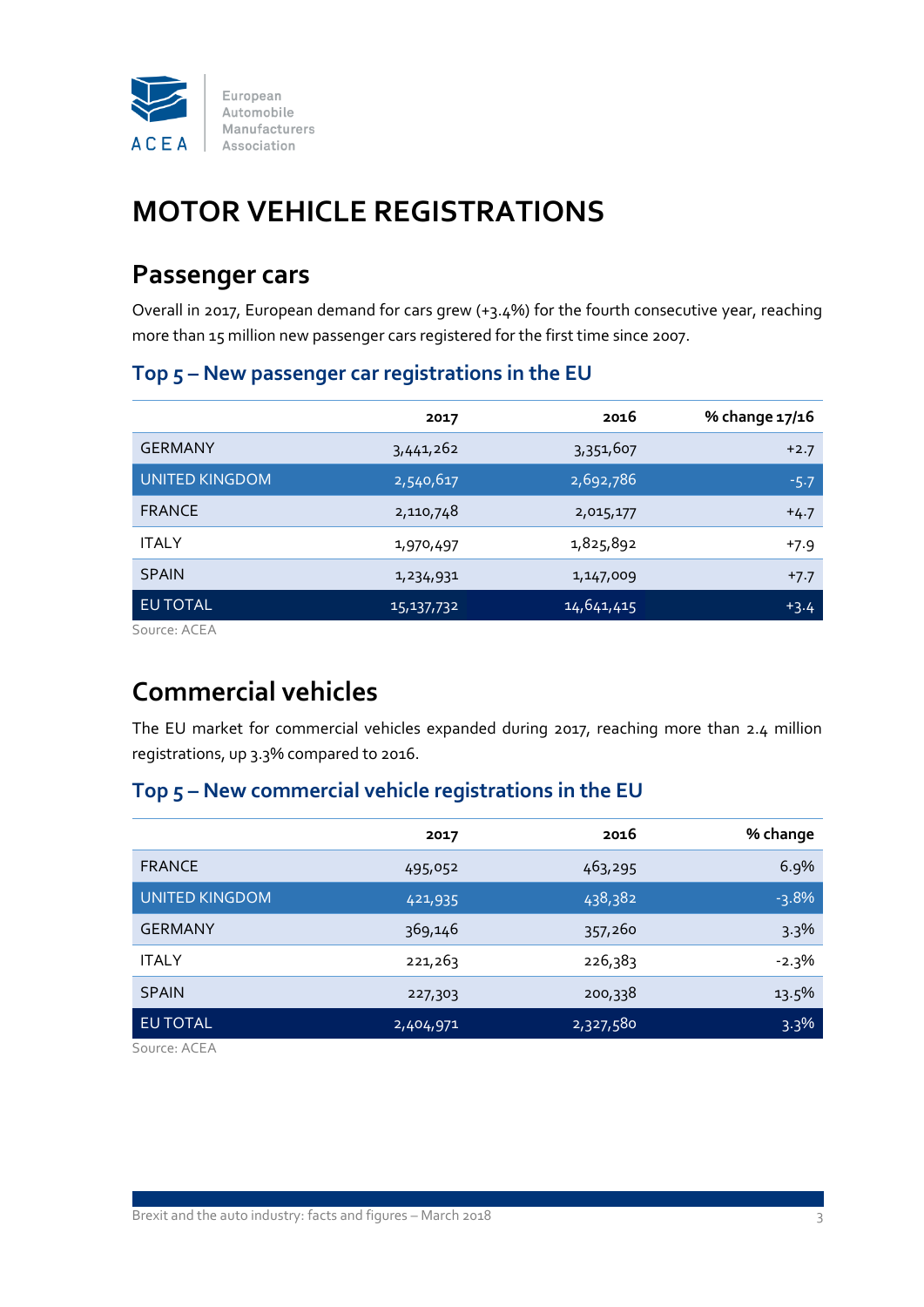# MOTOR VEHICLE REGISTRATIONS

## Passenger cars

Overall in 2017, European demand for cars grew (+3.4%) for the fourth consecutive year, reaching more than 15 million new passenger cars registered for the first time since 2007.

### Top 5 – New passenger car registrations in the EU

| | 2017 | 2016 | % change 17/16 |
|---|---|---|---|
| GERMANY | 3,441,262 | 3,351,607 | +2.7 |
| UNITED KINGDOM | 2,540,617 | 2,692,786 | -5.7 |
| FRANCE | 2,110,748 | 2,015,177 | +4.7 |
| ITALY | 1,970,497 | 1,825,892 | +7.9 |
| SPAIN | 1,234,931 | 1,147,009 | +7.7 |
| EU TOTAL | 15,137,732 | 14,641,415 | +3.4 |

Source: ACEA

## Commercial vehicles

The EU market for commercial vehicles expanded during 2017, reaching more than 2.4 million registrations, up 3.3% compared to 2016.

### Top 5 – New commercial vehicle registrations in the EU

| | 2017 | 2016 | % change |
|---|---|---|---|
| FRANCE | 495,052 | 463,295 | 6.9% |
| UNITED KINGDOM | 421,935 | 438,382 | -3.8% |
| GERMANY | 369,146 | 357,260 | 3.3% |
| ITALY | 221,263 | 226,383 | -2.3% |
| SPAIN | 227,303 | 200,338 | 13.5% |
| EU TOTAL | 2,404,971 | 2,327,580 | 3.3% |

Source: ACEA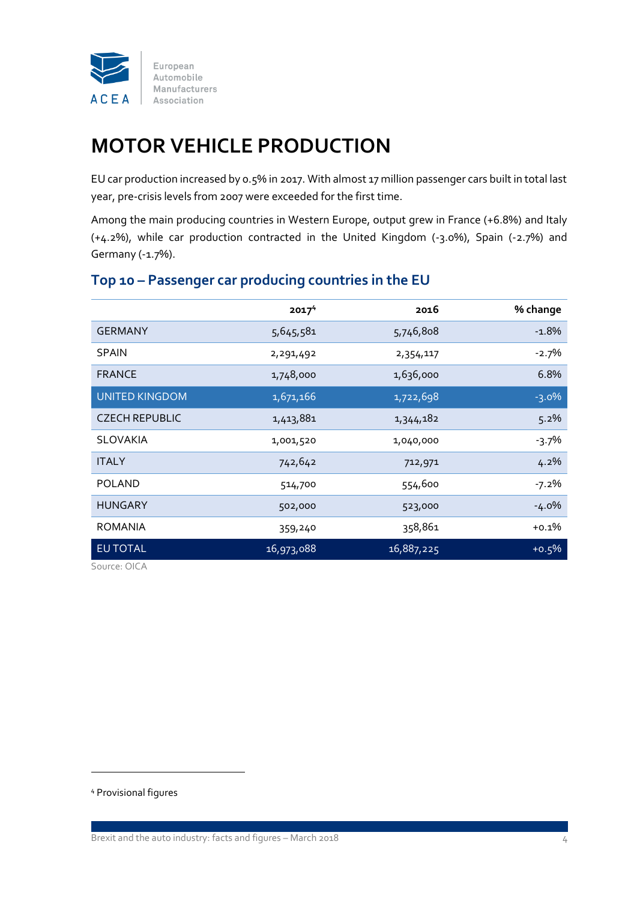# MOTOR VEHICLE PRODUCTION

EU car production increased by 0.5% in 2017. With almost 17 million passenger cars built in total last year, pre-crisis levels from 2007 were exceeded for the first time.

Among the main producing countries in Western Europe, output grew in France (+6.8%) and Italy (+4.2%), while car production contracted in the United Kingdom (-3.0%), Spain (-2.7%) and Germany (-1.7%).

## Top 10 – Passenger car producing countries in the EU

| | 2017[4] | 2016 | % change |
|---|---|---|---|
| GERMANY | 5,645,581 | 5,746,808 | -1.8% |
| SPAIN | 2,291,492 | 2,354,117 | -2.7% |
| FRANCE | 1,748,000 | 1,636,000 | 6.8% |
| UNITED KINGDOM | 1,671,166 | 1,722,698 | -3.0% |
| CZECH REPUBLIC | 1,413,881 | 1,344,182 | 5.2% |
| SLOVAKIA | 1,001,520 | 1,040,000 | -3.7% |
| ITALY | 742,642 | 712,971 | 4.2% |
| POLAND | 514,700 | 554,600 | -7.2% |
| HUNGARY | 502,000 | 523,000 | -4.0% |
| ROMANIA | 359,240 | 358,861 | +0.1% |
| EU TOTAL | 16,973,088 | 16,887,225 | +0.5% |

Source: OICA

[4] Provisional figures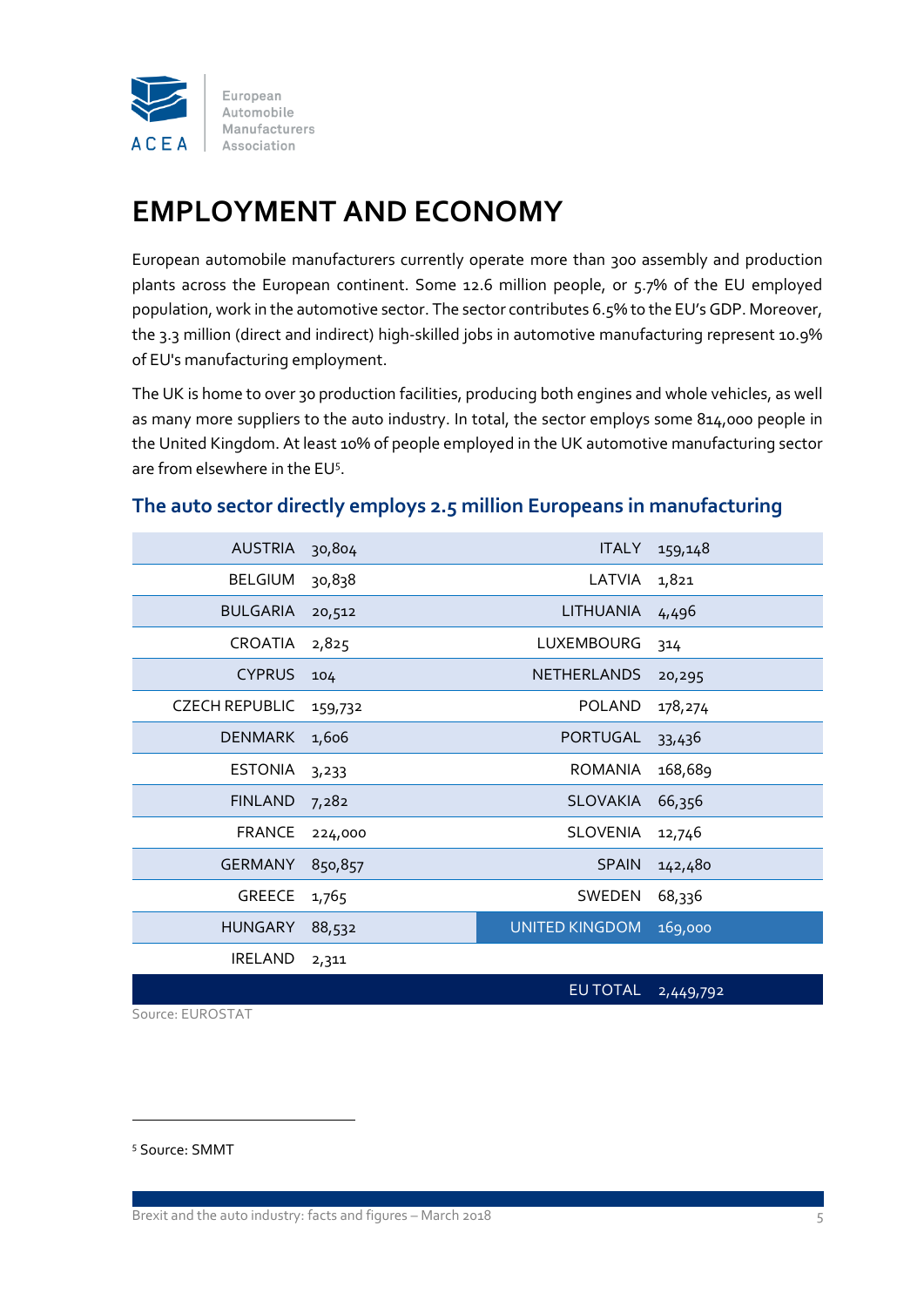European
Automobile
Manufacturers
Association

# EMPLOYMENT AND ECONOMY

European automobile manufacturers currently operate more than 300 assembly and production plants across the European continent. Some 12.6 million people, or 5.7% of the EU employed population, work in the automotive sector. The sector contributes 6.5% to the EU's GDP. Moreover, the 3.3 million (direct and indirect) high-skilled jobs in automotive manufacturing represent 10.9% of EU's manufacturing employment.

The UK is home to over 30 production facilities, producing both engines and whole vehicles, as well as many more suppliers to the auto industry. In total, the sector employs some 814,000 people in the United Kingdom. At least 10% of people employed in the UK automotive manufacturing sector are from elsewhere in the EU[5].

## The auto sector directly employs 2.5 million Europeans in manufacturing

| | | | |
|---|---|---|---|
| AUSTRIA | 30,804 | ITALY | 159,148 |
| BELGIUM | 30,838 | LATVIA | 1,821 |
| BULGARIA | 20,512 | LITHUANIA | 4,496 |
| CROATIA | 2,825 | LUXEMBOURG | 314 |
| CYPRUS | 104 | NETHERLANDS | 20,295 |
| CZECH REPUBLIC | 159,732 | POLAND | 178,274 |
| DENMARK | 1,606 | PORTUGAL | 33,436 |
| ESTONIA | 3,233 | ROMANIA | 168,689 |
| FINLAND | 7,282 | SLOVAKIA | 66,356 |
| FRANCE | 224,000 | SLOVENIA | 12,746 |
| GERMANY | 850,857 | SPAIN | 142,480 |
| GREECE | 1,765 | SWEDEN | 68,336 |
| HUNGARY | 88,532 | UNITED KINGDOM | 169,000 |
| IRELAND | 2,311 | | |
| | | EU TOTAL | 2,449,792 |

Source: EUROSTAT

[5] Source: SMMT